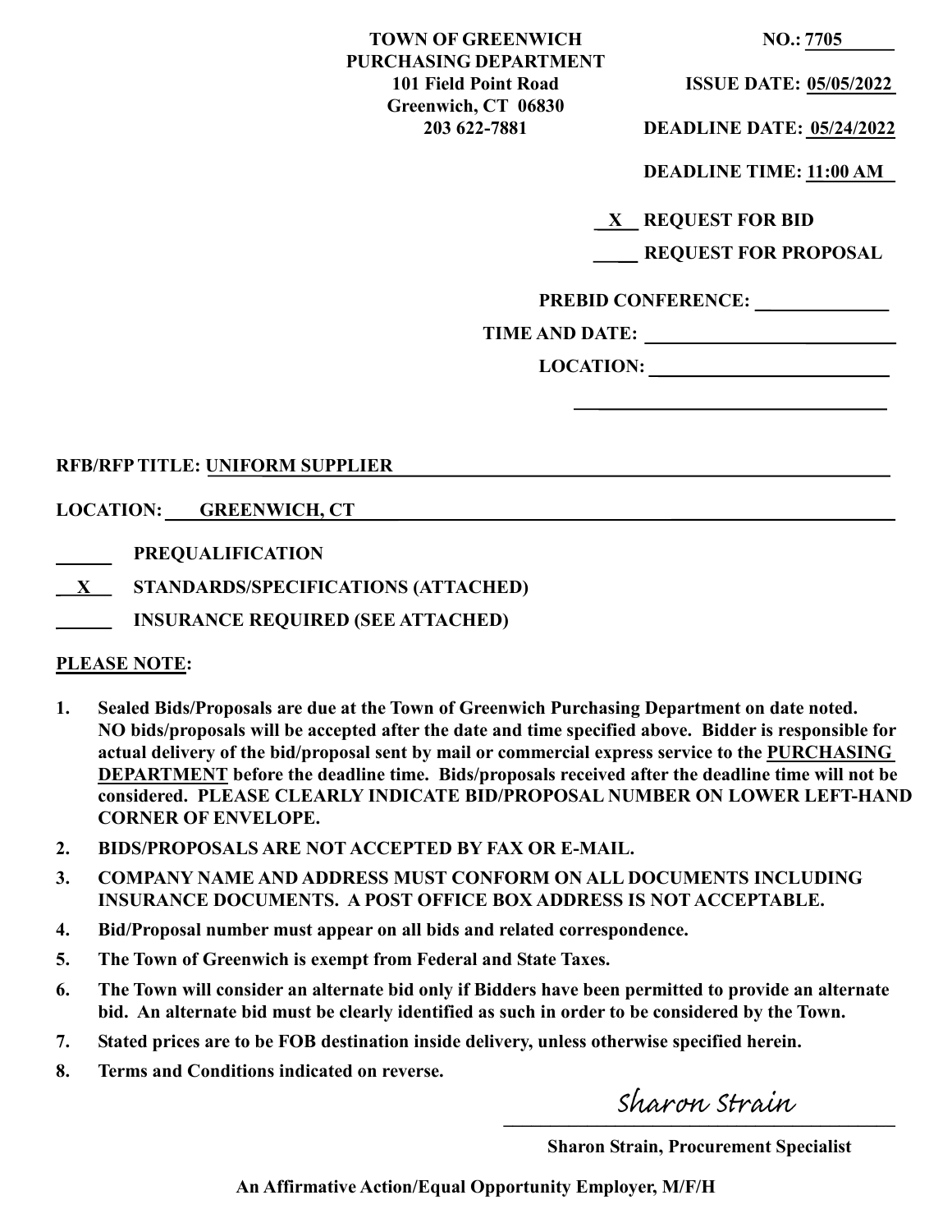**TOWN OF GREENWICH**
**PURCHASING DEPARTMENT**
**101 Field Point Road**
**Greenwich, CT 06830**
**203 622-7881**

**NO.:** 7705

**ISSUE DATE:** 05/05/2022

**DEADLINE DATE:** 05/24/2022

**DEADLINE TIME:** 11:00 AM

**X** REQUEST FOR BID

____ REQUEST FOR PROPOSAL

**PREBID CONFERENCE:** ______________

**TIME AND DATE:** ______________

**LOCATION:** ______________

**RFB/RFP TITLE:** UNIFORM SUPPLIER

**LOCATION:** GREENWICH, CT

______ **PREQUALIFICATION**

**X** **STANDARDS/SPECIFICATIONS (ATTACHED)**

______ **INSURANCE REQUIRED (SEE ATTACHED)**

**PLEASE NOTE:**

1. **Sealed Bids/Proposals are due at the Town of Greenwich Purchasing Department on date noted. NO bids/proposals will be accepted after the date and time specified above. Bidder is responsible for actual delivery of the bid/proposal sent by mail or commercial express service to the PURCHASING DEPARTMENT before the deadline time. Bids/proposals received after the deadline time will not be considered. PLEASE CLEARLY INDICATE BID/PROPOSAL NUMBER ON LOWER LEFT-HAND CORNER OF ENVELOPE.**
2. **BIDS/PROPOSALS ARE NOT ACCEPTED BY FAX OR E-MAIL.**
3. **COMPANY NAME AND ADDRESS MUST CONFORM ON ALL DOCUMENTS INCLUDING INSURANCE DOCUMENTS. A POST OFFICE BOX ADDRESS IS NOT ACCEPTABLE.**
4. **Bid/Proposal number must appear on all bids and related correspondence.**
5. **The Town of Greenwich is exempt from Federal and State Taxes.**
6. **The Town will consider an alternate bid only if Bidders have been permitted to provide an alternate bid. An alternate bid must be clearly identified as such in order to be considered by the Town.**
7. **Stated prices are to be FOB destination inside delivery, unless otherwise specified herein.**
8. **Terms and Conditions indicated on reverse.**

*Sharon Strain*

**Sharon Strain, Procurement Specialist**

**An Affirmative Action/Equal Opportunity Employer, M/F/H**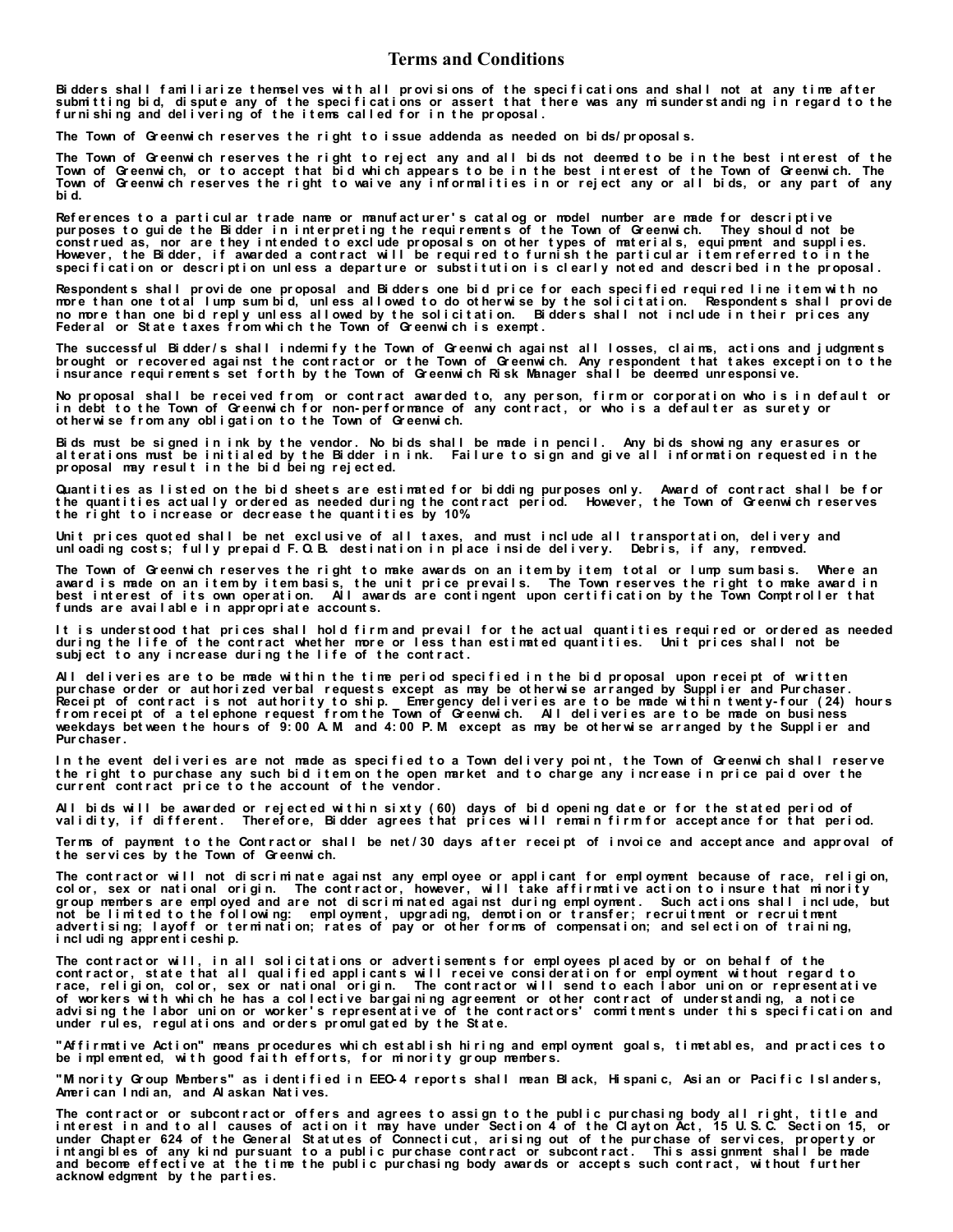## Terms and Conditions

Bidders shall familiarize themselves with all provisions of the specifications and shall not at any time after submitting bid, dispute any of the specifications or assert that there was any misunderstanding in regard to the furnishing and delivering of the items called for in the proposal.

The Town of Greenwich reserves the right to issue addenda as needed on bids/proposals.

The Town of Greenwich reserves the right to reject any and all bids not deemed to be in the best interest of the Town of Greenwich, or to accept that bid which appears to be in the best interest of the Town of Greenwich. The Town of Greenwich reserves the right to waive any informalities in or reject any or all bids, or any part of any bid.

References to a particular trade name or manufacturer's catalog or model number are made for descriptive purposes to guide the Bidder in interpreting the requirements of the Town of Greenwich. They should not be construed as, nor are they intended to exclude proposals on other types of materials, equipment and supplies. However, the Bidder, if awarded a contract will be required to furnish the particular item referred to in the specification or description unless a departure or substitution is clearly noted and described in the proposal.

Respondents shall provide one proposal and Bidders one bid price for each specified required line item with no more than one total lump sum bid, unless allowed to do otherwise by the solicitation. Respondents shall provide no more than one bid reply unless allowed by the solicitation. Bidders shall not include in their prices any Federal or State taxes from which the Town of Greenwich is exempt.

The successful Bidder/s shall indemnify the Town of Greenwich against all losses, claims, actions and judgments brought or recovered against the contractor or the Town of Greenwich. Any respondent that takes exception to the insurance requirements set forth by the Town of Greenwich Risk Manager shall be deemed unresponsive.

No proposal shall be received from, or contract awarded to, any person, firm or corporation who is in default or in debt to the Town of Greenwich for non-performance of any contract, or who is a defaulter as surety or otherwise from any obligation to the Town of Greenwich.

Bids must be signed in ink by the vendor. No bids shall be made in pencil. Any bids showing any erasures or alterations must be initialed by the Bidder in ink. Failure to sign and give all information requested in the proposal may result in the bid being rejected.

Quantities as listed on the bid sheets are estimated for bidding purposes only. Award of contract shall be for the quantities actually ordered as needed during the contract period. However, the Town of Greenwich reserves the right to increase or decrease the quantities by 10%.

Unit prices quoted shall be net exclusive of all taxes, and must include all transportation, delivery and unloading costs; fully prepaid F.O.B. destination in place inside delivery. Debris, if any, removed.

The Town of Greenwich reserves the right to make awards on an item by item, total or lump sum basis. Where an award is made on an item by item basis, the unit price prevails. The Town reserves the right to make award in best interest of its own operation. All awards are contingent upon certification by the Town Comptroller that funds are available in appropriate accounts.

It is understood that prices shall hold firm and prevail for the actual quantities required or ordered as needed during the life of the contract whether more or less than estimated quantities. Unit prices shall not be subject to any increase during the life of the contract.

All deliveries are to be made within the time period specified in the bid proposal upon receipt of written purchase order or authorized verbal requests except as may be otherwise arranged by Supplier and Purchaser. Receipt of contract is not authority to ship. Emergency deliveries are to be made within twenty-four (24) hours from receipt of a telephone request from the Town of Greenwich. All deliveries are to be made on business weekdays between the hours of 9:00 A.M. and 4:00 P.M. except as may be otherwise arranged by the Supplier and Purchaser.

In the event deliveries are not made as specified to a Town delivery point, the Town of Greenwich shall reserve the right to purchase any such bid item on the open market and to charge any increase in price paid over the current contract price to the account of the vendor.

All bids will be awarded or rejected within sixty (60) days of bid opening date or for the stated period of validity, if different. Therefore, Bidder agrees that prices will remain firm for acceptance for that period.

Terms of payment to the Contractor shall be net/30 days after receipt of invoice and acceptance and approval of the services by the Town of Greenwich.

The contractor will not discriminate against any employee or applicant for employment because of race, religion, color, sex or national origin. The contractor, however, will take affirmative action to insure that minority group members are employed and are not discriminated against during employment. Such actions shall include, but not be limited to the following: employment, upgrading, demotion or transfer; recruitment or recruitment advertising; layoff or termination; rates of pay or other forms of compensation; and selection of training, including apprenticeship.

The contractor will, in all solicitations or advertisements for employees placed by or on behalf of the contractor, state that all qualified applicants will receive consideration for employment without regard to race, religion, color, sex or national origin. The contractor will send to each labor union or representative of workers with which he has a collective bargaining agreement or other contract of understanding, a notice advising the labor union or worker's representative of the contractors' commitments under this specification and under rules, regulations and orders promulgated by the State.

"Affirmative Action" means procedures which establish hiring and employment goals, timetables, and practices to be implemented, with good faith efforts, for minority group members.

"Minority Group Members" as identified in EEO-4 reports shall mean Black, Hispanic, Asian or Pacific Islanders, American Indian, and Alaskan Natives.

The contractor or subcontractor offers and agrees to assign to the public purchasing body all right, title and interest in and to all causes of action it may have under Section 4 of the Clayton Act, 15 U.S.C. Section 15, or under Chapter 624 of the General Statutes of Connecticut, arising out of the purchase of services, property or intangibles of any kind pursuant to a public purchase contract or subcontract. This assignment shall be made and become effective at the time the public purchasing body awards or accepts such contract, without further acknowledgment by the parties.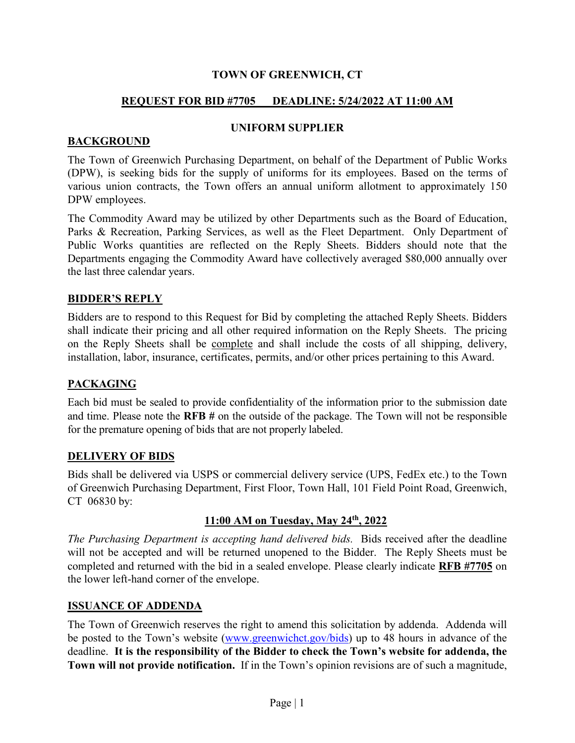**TOWN OF GREENWICH, CT**

**REQUEST FOR BID #7705 DEADLINE: 5/24/2022 AT 11:00 AM**

**UNIFORM SUPPLIER**

## BACKGROUND

The Town of Greenwich Purchasing Department, on behalf of the Department of Public Works (DPW), is seeking bids for the supply of uniforms for its employees. Based on the terms of various union contracts, the Town offers an annual uniform allotment to approximately 150 DPW employees.

The Commodity Award may be utilized by other Departments such as the Board of Education, Parks & Recreation, Parking Services, as well as the Fleet Department. Only Department of Public Works quantities are reflected on the Reply Sheets. Bidders should note that the Departments engaging the Commodity Award have collectively averaged $80,000 annually over the last three calendar years.

## BIDDER'S REPLY

Bidders are to respond to this Request for Bid by completing the attached Reply Sheets. Bidders shall indicate their pricing and all other required information on the Reply Sheets. The pricing on the Reply Sheets shall be complete and shall include the costs of all shipping, delivery, installation, labor, insurance, certificates, permits, and/or other prices pertaining to this Award.

## PACKAGING

Each bid must be sealed to provide confidentiality of the information prior to the submission date and time. Please note the **RFB #** on the outside of the package. The Town will not be responsible for the premature opening of bids that are not properly labeled.

## DELIVERY OF BIDS

Bids shall be delivered via USPS or commercial delivery service (UPS, FedEx etc.) to the Town of Greenwich Purchasing Department, First Floor, Town Hall, 101 Field Point Road, Greenwich, CT 06830 by:

**11:00 AM on Tuesday, May 24th, 2022**

*The Purchasing Department is accepting hand delivered bids.* Bids received after the deadline will not be accepted and will be returned unopened to the Bidder. The Reply Sheets must be completed and returned with the bid in a sealed envelope. Please clearly indicate **RFB #7705** on the lower left-hand corner of the envelope.

## ISSUANCE OF ADDENDA

The Town of Greenwich reserves the right to amend this solicitation by addenda. Addenda will be posted to the Town's website (www.greenwichct.gov/bids) up to 48 hours in advance of the deadline. **It is the responsibility of the Bidder to check the Town's website for addenda, the Town will not provide notification.** If in the Town's opinion revisions are of such a magnitude,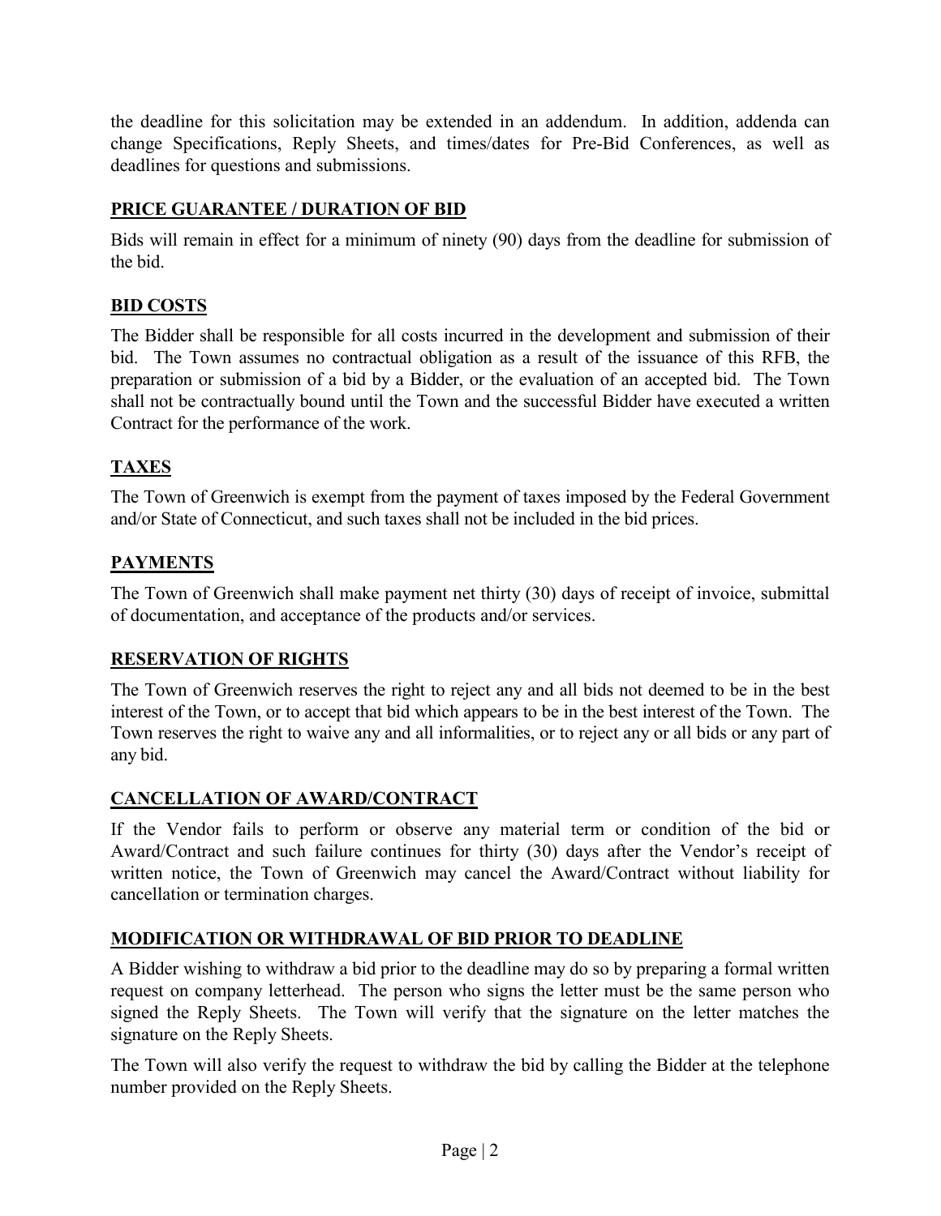the deadline for this solicitation may be extended in an addendum. In addition, addenda can change Specifications, Reply Sheets, and times/dates for Pre-Bid Conferences, as well as deadlines for questions and submissions.

## PRICE GUARANTEE / DURATION OF BID

Bids will remain in effect for a minimum of ninety (90) days from the deadline for submission of the bid.

## BID COSTS

The Bidder shall be responsible for all costs incurred in the development and submission of their bid. The Town assumes no contractual obligation as a result of the issuance of this RFB, the preparation or submission of a bid by a Bidder, or the evaluation of an accepted bid. The Town shall not be contractually bound until the Town and the successful Bidder have executed a written Contract for the performance of the work.

## TAXES

The Town of Greenwich is exempt from the payment of taxes imposed by the Federal Government and/or State of Connecticut, and such taxes shall not be included in the bid prices.

## PAYMENTS

The Town of Greenwich shall make payment net thirty (30) days of receipt of invoice, submittal of documentation, and acceptance of the products and/or services.

## RESERVATION OF RIGHTS

The Town of Greenwich reserves the right to reject any and all bids not deemed to be in the best interest of the Town, or to accept that bid which appears to be in the best interest of the Town. The Town reserves the right to waive any and all informalities, or to reject any or all bids or any part of any bid.

## CANCELLATION OF AWARD/CONTRACT

If the Vendor fails to perform or observe any material term or condition of the bid or Award/Contract and such failure continues for thirty (30) days after the Vendor's receipt of written notice, the Town of Greenwich may cancel the Award/Contract without liability for cancellation or termination charges.

## MODIFICATION OR WITHDRAWAL OF BID PRIOR TO DEADLINE

A Bidder wishing to withdraw a bid prior to the deadline may do so by preparing a formal written request on company letterhead. The person who signs the letter must be the same person who signed the Reply Sheets. The Town will verify that the signature on the letter matches the signature on the Reply Sheets.

The Town will also verify the request to withdraw the bid by calling the Bidder at the telephone number provided on the Reply Sheets.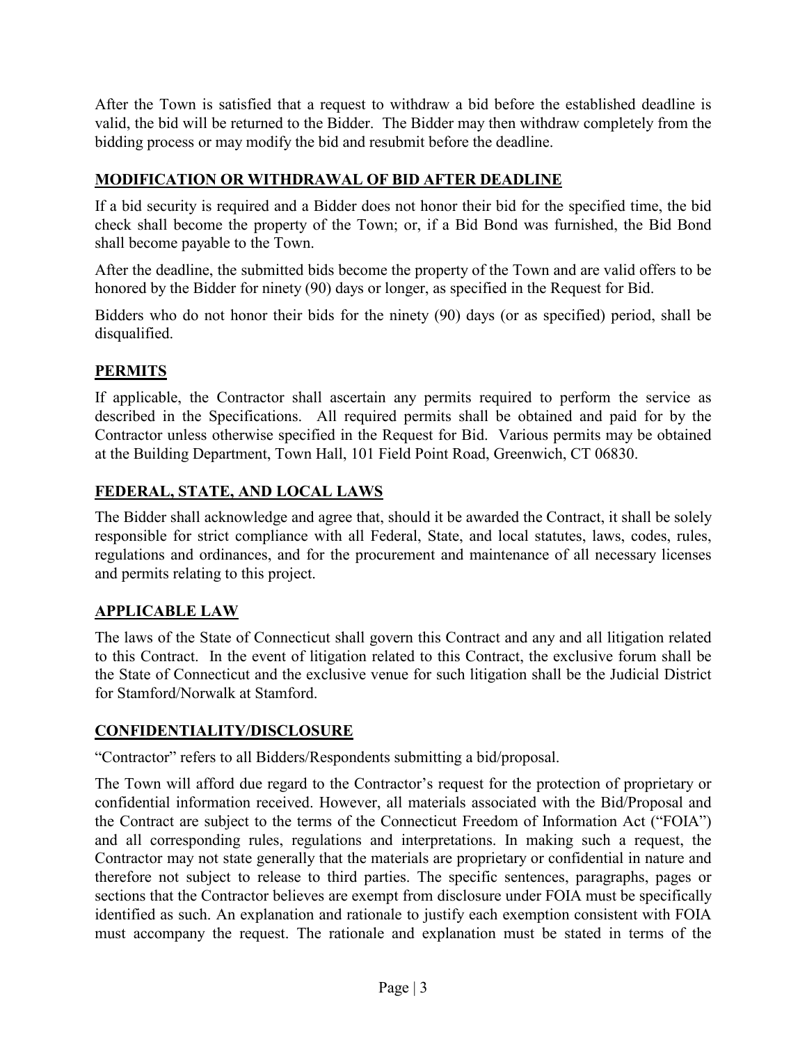After the Town is satisfied that a request to withdraw a bid before the established deadline is valid, the bid will be returned to the Bidder. The Bidder may then withdraw completely from the bidding process or may modify the bid and resubmit before the deadline.

## MODIFICATION OR WITHDRAWAL OF BID AFTER DEADLINE

If a bid security is required and a Bidder does not honor their bid for the specified time, the bid check shall become the property of the Town; or, if a Bid Bond was furnished, the Bid Bond shall become payable to the Town.

After the deadline, the submitted bids become the property of the Town and are valid offers to be honored by the Bidder for ninety (90) days or longer, as specified in the Request for Bid.

Bidders who do not honor their bids for the ninety (90) days (or as specified) period, shall be disqualified.

## PERMITS

If applicable, the Contractor shall ascertain any permits required to perform the service as described in the Specifications. All required permits shall be obtained and paid for by the Contractor unless otherwise specified in the Request for Bid. Various permits may be obtained at the Building Department, Town Hall, 101 Field Point Road, Greenwich, CT 06830.

## FEDERAL, STATE, AND LOCAL LAWS

The Bidder shall acknowledge and agree that, should it be awarded the Contract, it shall be solely responsible for strict compliance with all Federal, State, and local statutes, laws, codes, rules, regulations and ordinances, and for the procurement and maintenance of all necessary licenses and permits relating to this project.

## APPLICABLE LAW

The laws of the State of Connecticut shall govern this Contract and any and all litigation related to this Contract. In the event of litigation related to this Contract, the exclusive forum shall be the State of Connecticut and the exclusive venue for such litigation shall be the Judicial District for Stamford/Norwalk at Stamford.

## CONFIDENTIALITY/DISCLOSURE

"Contractor" refers to all Bidders/Respondents submitting a bid/proposal.

The Town will afford due regard to the Contractor's request for the protection of proprietary or confidential information received. However, all materials associated with the Bid/Proposal and the Contract are subject to the terms of the Connecticut Freedom of Information Act ("FOIA") and all corresponding rules, regulations and interpretations. In making such a request, the Contractor may not state generally that the materials are proprietary or confidential in nature and therefore not subject to release to third parties. The specific sentences, paragraphs, pages or sections that the Contractor believes are exempt from disclosure under FOIA must be specifically identified as such. An explanation and rationale to justify each exemption consistent with FOIA must accompany the request. The rationale and explanation must be stated in terms of the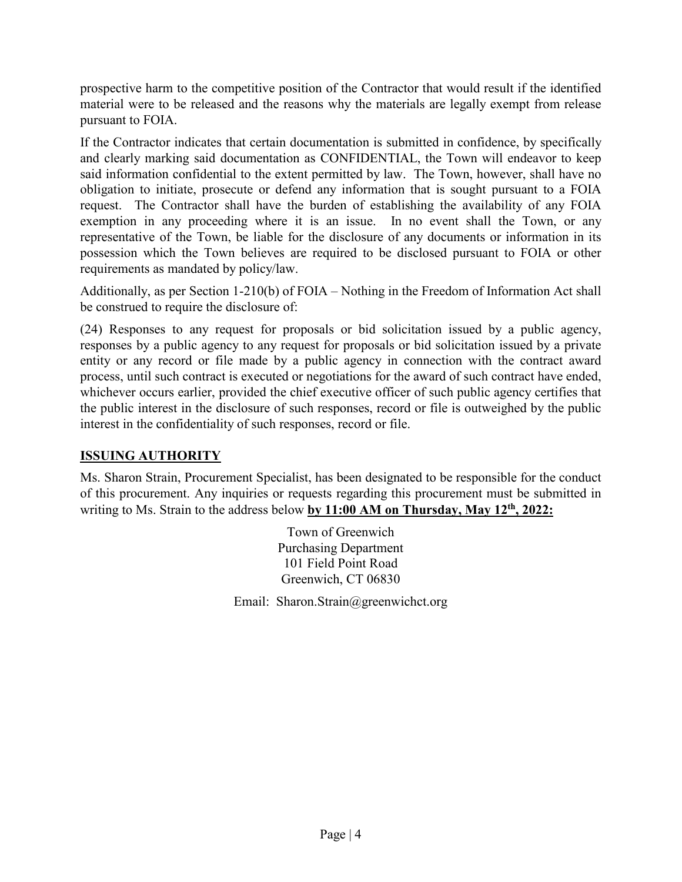prospective harm to the competitive position of the Contractor that would result if the identified material were to be released and the reasons why the materials are legally exempt from release pursuant to FOIA.

If the Contractor indicates that certain documentation is submitted in confidence, by specifically and clearly marking said documentation as CONFIDENTIAL, the Town will endeavor to keep said information confidential to the extent permitted by law. The Town, however, shall have no obligation to initiate, prosecute or defend any information that is sought pursuant to a FOIA request. The Contractor shall have the burden of establishing the availability of any FOIA exemption in any proceeding where it is an issue. In no event shall the Town, or any representative of the Town, be liable for the disclosure of any documents or information in its possession which the Town believes are required to be disclosed pursuant to FOIA or other requirements as mandated by policy/law.

Additionally, as per Section 1-210(b) of FOIA – Nothing in the Freedom of Information Act shall be construed to require the disclosure of:

(24) Responses to any request for proposals or bid solicitation issued by a public agency, responses by a public agency to any request for proposals or bid solicitation issued by a private entity or any record or file made by a public agency in connection with the contract award process, until such contract is executed or negotiations for the award of such contract have ended, whichever occurs earlier, provided the chief executive officer of such public agency certifies that the public interest in the disclosure of such responses, record or file is outweighed by the public interest in the confidentiality of such responses, record or file.

## ISSUING AUTHORITY

Ms. Sharon Strain, Procurement Specialist, has been designated to be responsible for the conduct of this procurement. Any inquiries or requests regarding this procurement must be submitted in writing to Ms. Strain to the address below **by 11:00 AM on Thursday, May 12th, 2022:**

Town of Greenwich
Purchasing Department
101 Field Point Road
Greenwich, CT 06830

Email: Sharon.Strain@greenwichct.org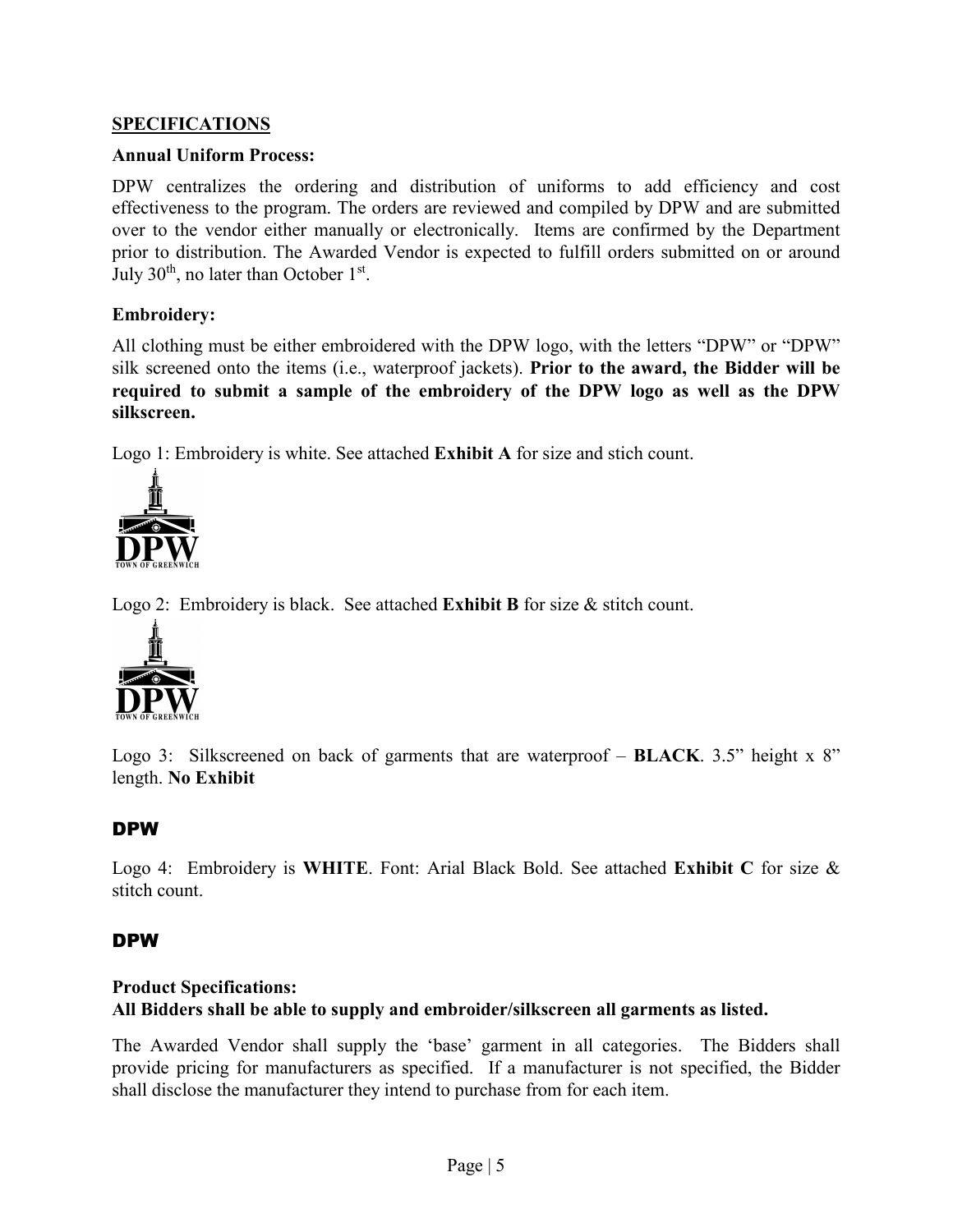## SPECIFICATIONS

**Annual Uniform Process:**

DPW centralizes the ordering and distribution of uniforms to add efficiency and cost effectiveness to the program. The orders are reviewed and compiled by DPW and are submitted over to the vendor either manually or electronically. Items are confirmed by the Department prior to distribution. The Awarded Vendor is expected to fulfill orders submitted on or around July 30th, no later than October 1st.

**Embroidery:**

All clothing must be either embroidered with the DPW logo, with the letters "DPW" or "DPW" silk screened onto the items (i.e., waterproof jackets). **Prior to the award, the Bidder will be required to submit a sample of the embroidery of the DPW logo as well as the DPW silkscreen.**

Logo 1: Embroidery is white. See attached **Exhibit A** for size and stich count.

DPW
TOWN OF GREENWICH

Logo 2: Embroidery is black. See attached **Exhibit B** for size & stitch count.

DPW
TOWN OF GREENWICH

Logo 3: Silkscreened on back of garments that are waterproof – **BLACK**. 3.5" height x 8" length. **No Exhibit**

**DPW**

Logo 4: Embroidery is **WHITE**. Font: Arial Black Bold. See attached **Exhibit C** for size & stitch count.

**DPW**

**Product Specifications:**
**All Bidders shall be able to supply and embroider/silkscreen all garments as listed.**

The Awarded Vendor shall supply the 'base' garment in all categories. The Bidders shall provide pricing for manufacturers as specified. If a manufacturer is not specified, the Bidder shall disclose the manufacturer they intend to purchase from for each item.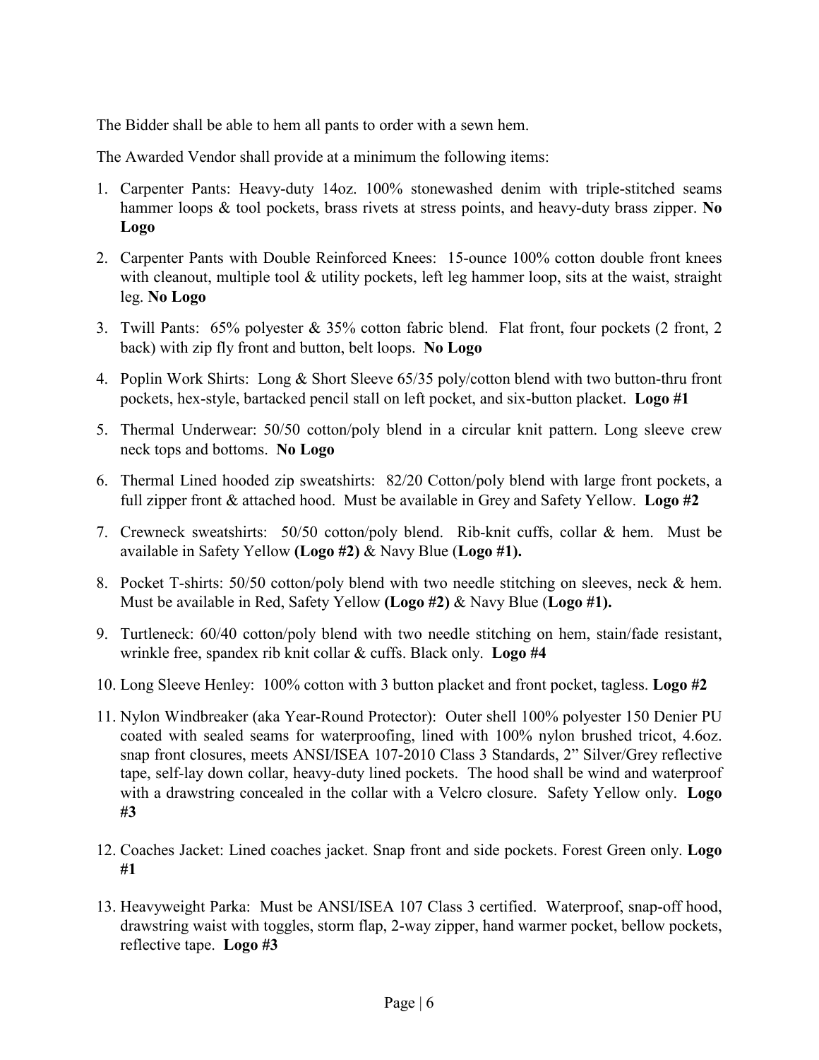The Bidder shall be able to hem all pants to order with a sewn hem.

The Awarded Vendor shall provide at a minimum the following items:

1. Carpenter Pants: Heavy-duty 14oz. 100% stonewashed denim with triple-stitched seams hammer loops & tool pockets, brass rivets at stress points, and heavy-duty brass zipper. **No Logo**

2. Carpenter Pants with Double Reinforced Knees: 15-ounce 100% cotton double front knees with cleanout, multiple tool & utility pockets, left leg hammer loop, sits at the waist, straight leg. **No Logo**

3. Twill Pants: 65% polyester & 35% cotton fabric blend. Flat front, four pockets (2 front, 2 back) with zip fly front and button, belt loops. **No Logo**

4. Poplin Work Shirts: Long & Short Sleeve 65/35 poly/cotton blend with two button-thru front pockets, hex-style, bartacked pencil stall on left pocket, and six-button placket. **Logo #1**

5. Thermal Underwear: 50/50 cotton/poly blend in a circular knit pattern. Long sleeve crew neck tops and bottoms. **No Logo**

6. Thermal Lined hooded zip sweatshirts: 82/20 Cotton/poly blend with large front pockets, a full zipper front & attached hood. Must be available in Grey and Safety Yellow. **Logo #2**

7. Crewneck sweatshirts: 50/50 cotton/poly blend. Rib-knit cuffs, collar & hem. Must be available in Safety Yellow **(Logo #2)** & Navy Blue (**Logo #1).**

8. Pocket T-shirts: 50/50 cotton/poly blend with two needle stitching on sleeves, neck & hem. Must be available in Red, Safety Yellow **(Logo #2)** & Navy Blue (**Logo #1).**

9. Turtleneck: 60/40 cotton/poly blend with two needle stitching on hem, stain/fade resistant, wrinkle free, spandex rib knit collar & cuffs. Black only. **Logo #4**

10. Long Sleeve Henley: 100% cotton with 3 button placket and front pocket, tagless. **Logo #2**

11. Nylon Windbreaker (aka Year-Round Protector): Outer shell 100% polyester 150 Denier PU coated with sealed seams for waterproofing, lined with 100% nylon brushed tricot, 4.6oz. snap front closures, meets ANSI/ISEA 107-2010 Class 3 Standards, 2" Silver/Grey reflective tape, self-lay down collar, heavy-duty lined pockets. The hood shall be wind and waterproof with a drawstring concealed in the collar with a Velcro closure. Safety Yellow only. **Logo #3**

12. Coaches Jacket: Lined coaches jacket. Snap front and side pockets. Forest Green only. **Logo #1**

13. Heavyweight Parka: Must be ANSI/ISEA 107 Class 3 certified. Waterproof, snap-off hood, drawstring waist with toggles, storm flap, 2-way zipper, hand warmer pocket, bellow pockets, reflective tape. **Logo #3**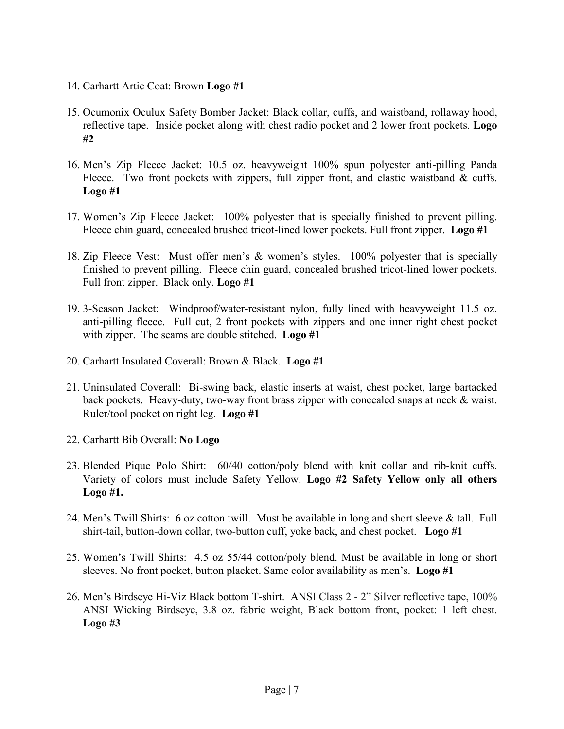14. Carhartt Artic Coat: Brown **Logo #1**

15. Ocumonix Oculux Safety Bomber Jacket: Black collar, cuffs, and waistband, rollaway hood, reflective tape. Inside pocket along with chest radio pocket and 2 lower front pockets. **Logo #2**

16. Men's Zip Fleece Jacket: 10.5 oz. heavyweight 100% spun polyester anti-pilling Panda Fleece. Two front pockets with zippers, full zipper front, and elastic waistband & cuffs. **Logo #1**

17. Women's Zip Fleece Jacket: 100% polyester that is specially finished to prevent pilling. Fleece chin guard, concealed brushed tricot-lined lower pockets. Full front zipper. **Logo #1**

18. Zip Fleece Vest: Must offer men's & women's styles. 100% polyester that is specially finished to prevent pilling. Fleece chin guard, concealed brushed tricot-lined lower pockets. Full front zipper. Black only. **Logo #1**

19. 3-Season Jacket: Windproof/water-resistant nylon, fully lined with heavyweight 11.5 oz. anti-pilling fleece. Full cut, 2 front pockets with zippers and one inner right chest pocket with zipper. The seams are double stitched. **Logo #1**

20. Carhartt Insulated Coverall: Brown & Black. **Logo #1**

21. Uninsulated Coverall: Bi-swing back, elastic inserts at waist, chest pocket, large bartacked back pockets. Heavy-duty, two-way front brass zipper with concealed snaps at neck & waist. Ruler/tool pocket on right leg. **Logo #1**

22. Carhartt Bib Overall: **No Logo**

23. Blended Pique Polo Shirt: 60/40 cotton/poly blend with knit collar and rib-knit cuffs. Variety of colors must include Safety Yellow. **Logo #2 Safety Yellow only all others Logo #1.**

24. Men's Twill Shirts: 6 oz cotton twill. Must be available in long and short sleeve & tall. Full shirt-tail, button-down collar, two-button cuff, yoke back, and chest pocket. **Logo #1**

25. Women's Twill Shirts: 4.5 oz 55/44 cotton/poly blend. Must be available in long or short sleeves. No front pocket, button placket. Same color availability as men's. **Logo #1**

26. Men's Birdseye Hi-Viz Black bottom T-shirt. ANSI Class 2 - 2" Silver reflective tape, 100% ANSI Wicking Birdseye, 3.8 oz. fabric weight, Black bottom front, pocket: 1 left chest. **Logo #3**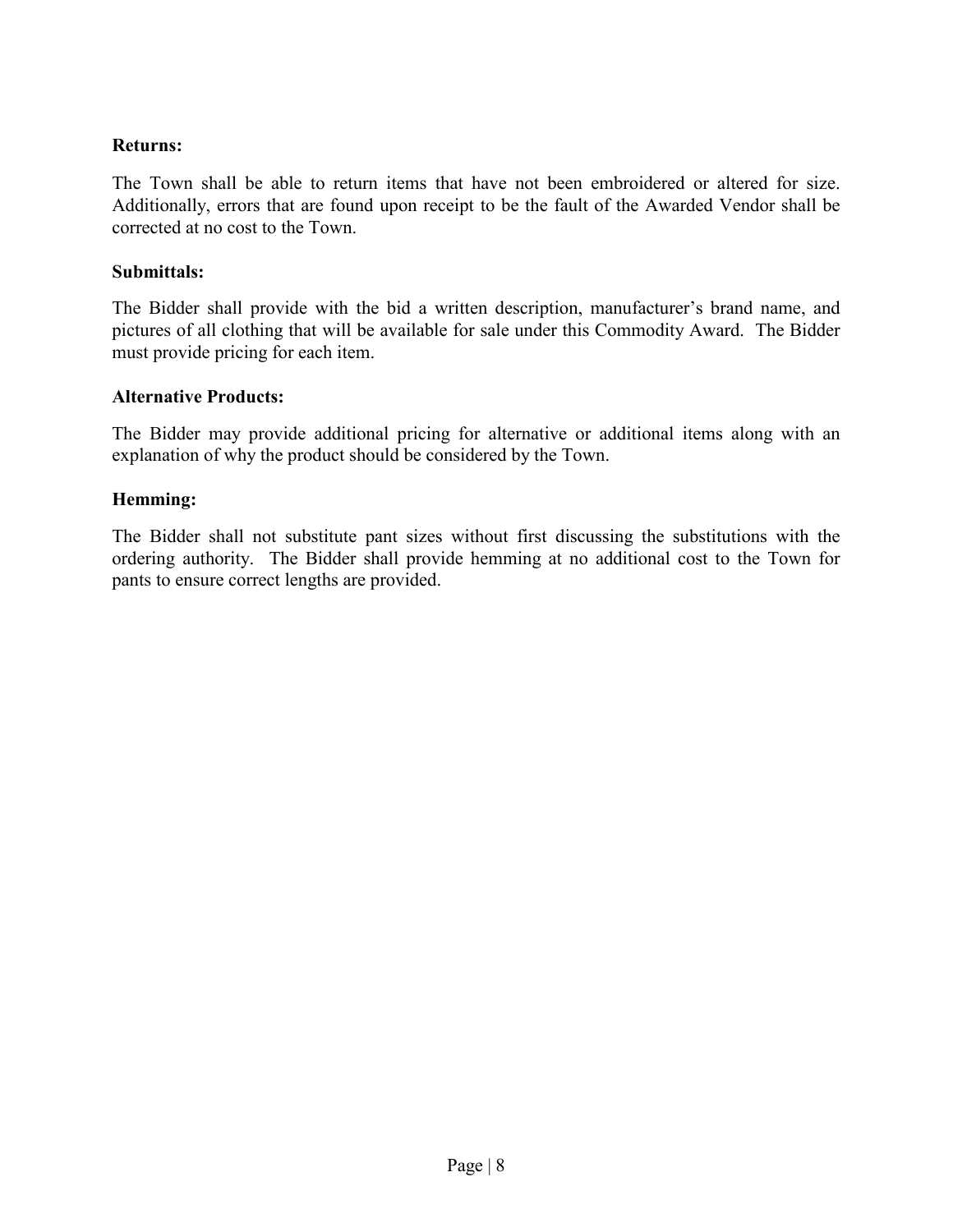**Returns:**

The Town shall be able to return items that have not been embroidered or altered for size. Additionally, errors that are found upon receipt to be the fault of the Awarded Vendor shall be corrected at no cost to the Town.

**Submittals:**

The Bidder shall provide with the bid a written description, manufacturer's brand name, and pictures of all clothing that will be available for sale under this Commodity Award. The Bidder must provide pricing for each item.

**Alternative Products:**

The Bidder may provide additional pricing for alternative or additional items along with an explanation of why the product should be considered by the Town.

**Hemming:**

The Bidder shall not substitute pant sizes without first discussing the substitutions with the ordering authority. The Bidder shall provide hemming at no additional cost to the Town for pants to ensure correct lengths are provided.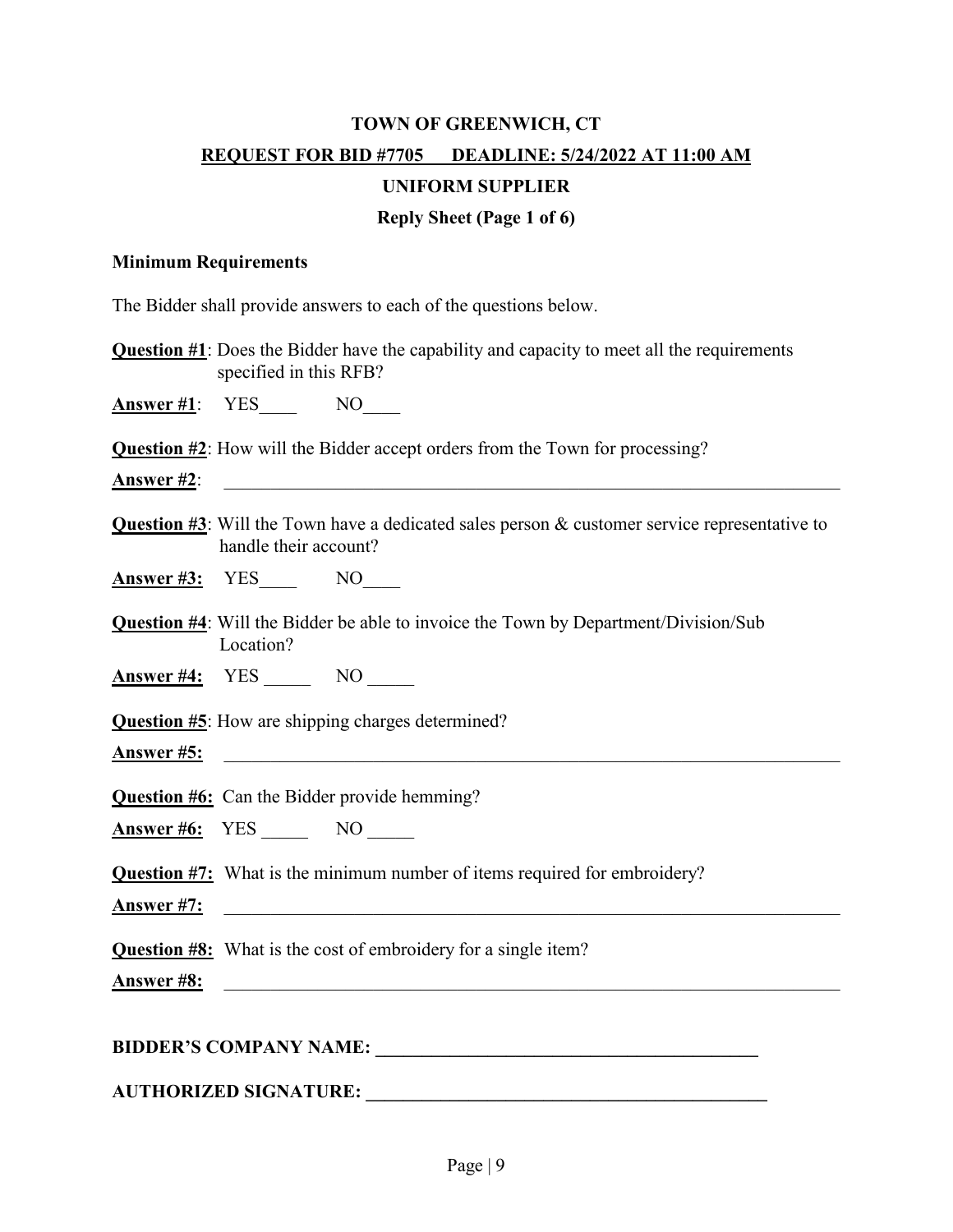**TOWN OF GREENWICH, CT**

**REQUEST FOR BID #7705 DEADLINE: 5/24/2022 AT 11:00 AM**

**UNIFORM SUPPLIER**

**Reply Sheet (Page 1 of 6)**

**Minimum Requirements**

The Bidder shall provide answers to each of the questions below.

**Question #1**: Does the Bidder have the capability and capacity to meet all the requirements specified in this RFB?

**Answer #1**: YES____ NO____

**Question #2**: How will the Bidder accept orders from the Town for processing?

**Answer #2**: ______________________________________________________________________

**Question #3**: Will the Town have a dedicated sales person & customer service representative to handle their account?

**Answer #3:** YES____ NO____

**Question #4**: Will the Bidder be able to invoice the Town by Department/Division/Sub Location?

**Answer #4:** YES _____ NO _____

**Question #5**: How are shipping charges determined?

**Answer #5:** ______________________________________________________________________

**Question #6:** Can the Bidder provide hemming?

**Answer #6:** YES _____ NO _____

**Question #7:** What is the minimum number of items required for embroidery?

**Answer #7:** ______________________________________________________________________

**Question #8:** What is the cost of embroidery for a single item?

**Answer #8:** ______________________________________________________________________

**BIDDER'S COMPANY NAME: ___________________________________________**

**AUTHORIZED SIGNATURE: ____________________________________________**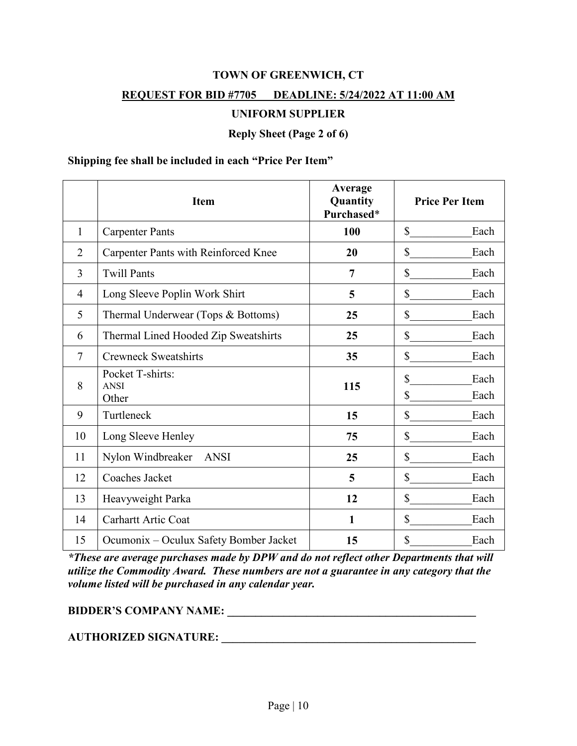**TOWN OF GREENWICH, CT**

**REQUEST FOR BID #7705 DEADLINE: 5/24/2022 AT 11:00 AM**

**UNIFORM SUPPLIER**

**Reply Sheet (Page 2 of 6)**

**Shipping fee shall be included in each "Price Per Item"**

| | Item | Average Quantity Purchased* | Price Per Item |
|---|---|---|---|
| 1 | Carpenter Pants | **100** | $\_\_\_\_\_\_\_\_\_\_Each |
| 2 | Carpenter Pants with Reinforced Knee | **20** | $\_\_\_\_\_\_\_\_\_\_Each |
| 3 | Twill Pants | **7** | $\_\_\_\_\_\_\_\_\_\_Each |
| 4 | Long Sleeve Poplin Work Shirt | **5** | $\_\_\_\_\_\_\_\_\_\_Each |
| 5 | Thermal Underwear (Tops & Bottoms) | **25** | $\_\_\_\_\_\_\_\_\_\_Each |
| 6 | Thermal Lined Hooded Zip Sweatshirts | **25** | $\_\_\_\_\_\_\_\_\_\_Each |
| 7 | Crewneck Sweatshirts | **35** | $\_\_\_\_\_\_\_\_\_\_Each |
| 8 | Pocket T-shirts:<br>ANSI<br>Other | **115** | $\_\_\_\_\_\_\_\_\_\_Each<br>$\_\_\_\_\_\_\_\_\_\_Each |
| 9 | Turtleneck | **15** | $\_\_\_\_\_\_\_\_\_\_Each |
| 10 | Long Sleeve Henley | **75** | $\_\_\_\_\_\_\_\_\_\_Each |
| 11 | Nylon Windbreaker ANSI | **25** | $\_\_\_\_\_\_\_\_\_\_Each |
| 12 | Coaches Jacket | **5** | $\_\_\_\_\_\_\_\_\_\_Each |
| 13 | Heavyweight Parka | **12** | $\_\_\_\_\_\_\_\_\_\_Each |
| 14 | Carhartt Artic Coat | **1** | $\_\_\_\_\_\_\_\_\_\_Each |
| 15 | Ocumonix – Oculux Safety Bomber Jacket | **15** | $\_\_\_\_\_\_\_\_\_\_Each |

***These are average purchases made by DPW and do not reflect other Departments that will utilize the Commodity Award. These numbers are not a guarantee in any category that the volume listed will be purchased in any calendar year.***

**BIDDER'S COMPANY NAME: \_\_\_\_\_\_\_\_\_\_\_\_\_\_\_\_\_\_\_\_\_\_\_\_\_\_\_\_\_\_\_\_\_\_\_\_\_\_\_\_\_\_\_\_**

**AUTHORIZED SIGNATURE: \_\_\_\_\_\_\_\_\_\_\_\_\_\_\_\_\_\_\_\_\_\_\_\_\_\_\_\_\_\_\_\_\_\_\_\_\_\_\_\_\_\_\_\_\_**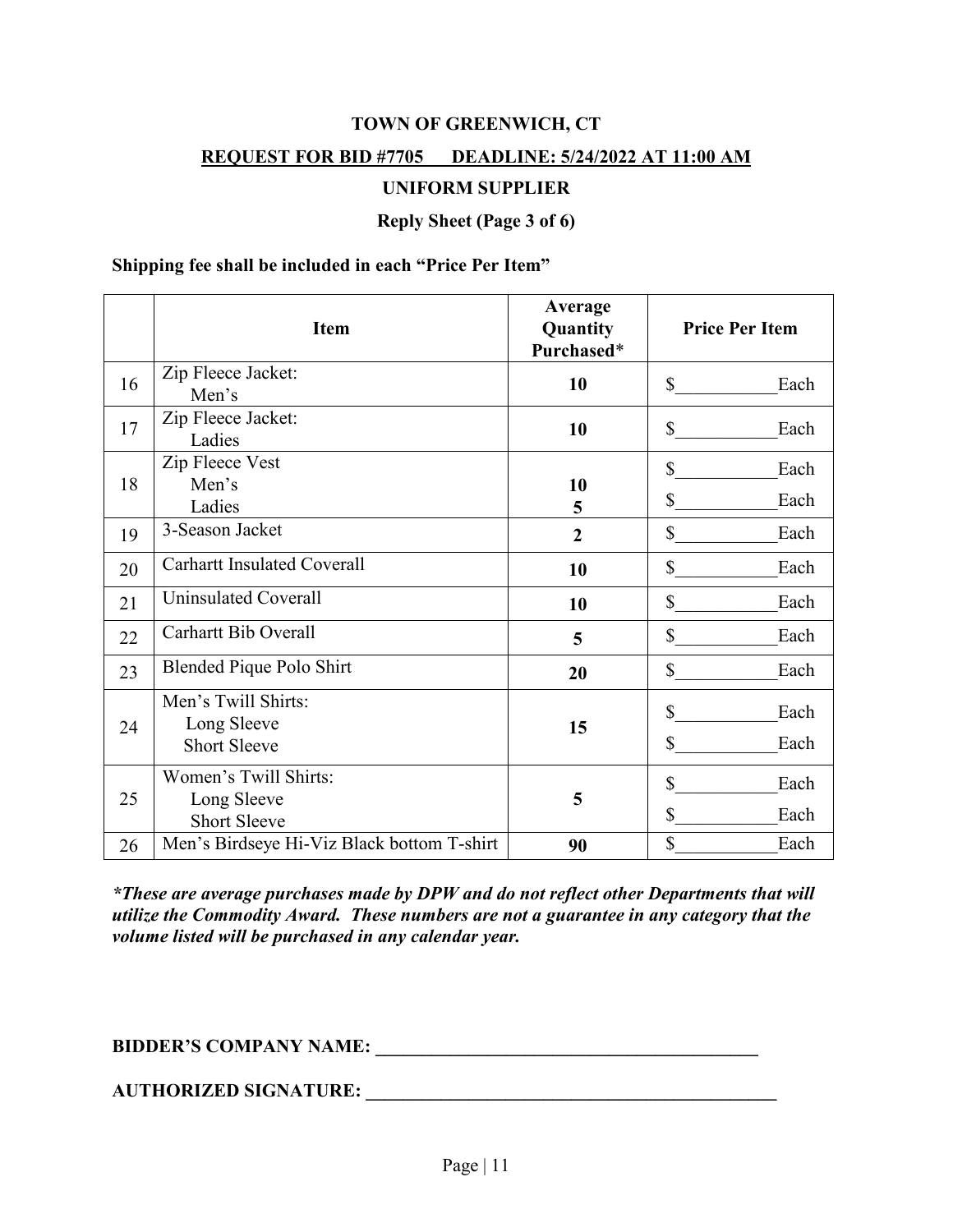**TOWN OF GREENWICH, CT**

**REQUEST FOR BID #7705 DEADLINE: 5/24/2022 AT 11:00 AM**

**UNIFORM SUPPLIER**

**Reply Sheet (Page 3 of 6)**

**Shipping fee shall be included in each "Price Per Item"**

| | Item | Average Quantity Purchased* | Price Per Item |
|---|---|---|---|
| 16 | Zip Fleece Jacket: Men's | **10** | $\_\_\_\_\_\_\_\_\_\_\_Each |
| 17 | Zip Fleece Jacket: Ladies | **10** | $\_\_\_\_\_\_\_\_\_\_\_Each |
| 18 | Zip Fleece Vest<br>Men's<br>Ladies | <br>**10**<br>**5** | $\_\_\_\_\_\_\_\_\_\_\_Each<br>$\_\_\_\_\_\_\_\_\_\_\_Each |
| 19 | 3-Season Jacket | **2** | $\_\_\_\_\_\_\_\_\_\_\_Each |
| 20 | Carhartt Insulated Coverall | **10** | $\_\_\_\_\_\_\_\_\_\_\_Each |
| 21 | Uninsulated Coverall | **10** | $\_\_\_\_\_\_\_\_\_\_\_Each |
| 22 | Carhartt Bib Overall | **5** | $\_\_\_\_\_\_\_\_\_\_\_Each |
| 23 | Blended Pique Polo Shirt | **20** | $\_\_\_\_\_\_\_\_\_\_\_Each |
| 24 | Men's Twill Shirts:<br>Long Sleeve<br>Short Sleeve | **15** | $\_\_\_\_\_\_\_\_\_\_\_Each<br>$\_\_\_\_\_\_\_\_\_\_\_Each |
| 25 | Women's Twill Shirts:<br>Long Sleeve<br>Short Sleeve | **5** | $\_\_\_\_\_\_\_\_\_\_\_Each<br>$\_\_\_\_\_\_\_\_\_\_\_Each |
| 26 | Men's Birdseye Hi-Viz Black bottom T-shirt | **90** | $\_\_\_\_\_\_\_\_\_\_\_Each |

***These are average purchases made by DPW and do not reflect other Departments that will utilize the Commodity Award. These numbers are not a guarantee in any category that the volume listed will be purchased in any calendar year.***

**BIDDER'S COMPANY NAME: \_\_\_\_\_\_\_\_\_\_\_\_\_\_\_\_\_\_\_\_\_\_\_\_\_\_\_\_\_\_\_\_\_\_\_\_\_\_\_\_\_\_**

**AUTHORIZED SIGNATURE: \_\_\_\_\_\_\_\_\_\_\_\_\_\_\_\_\_\_\_\_\_\_\_\_\_\_\_\_\_\_\_\_\_\_\_\_\_\_\_\_\_\_\_\_**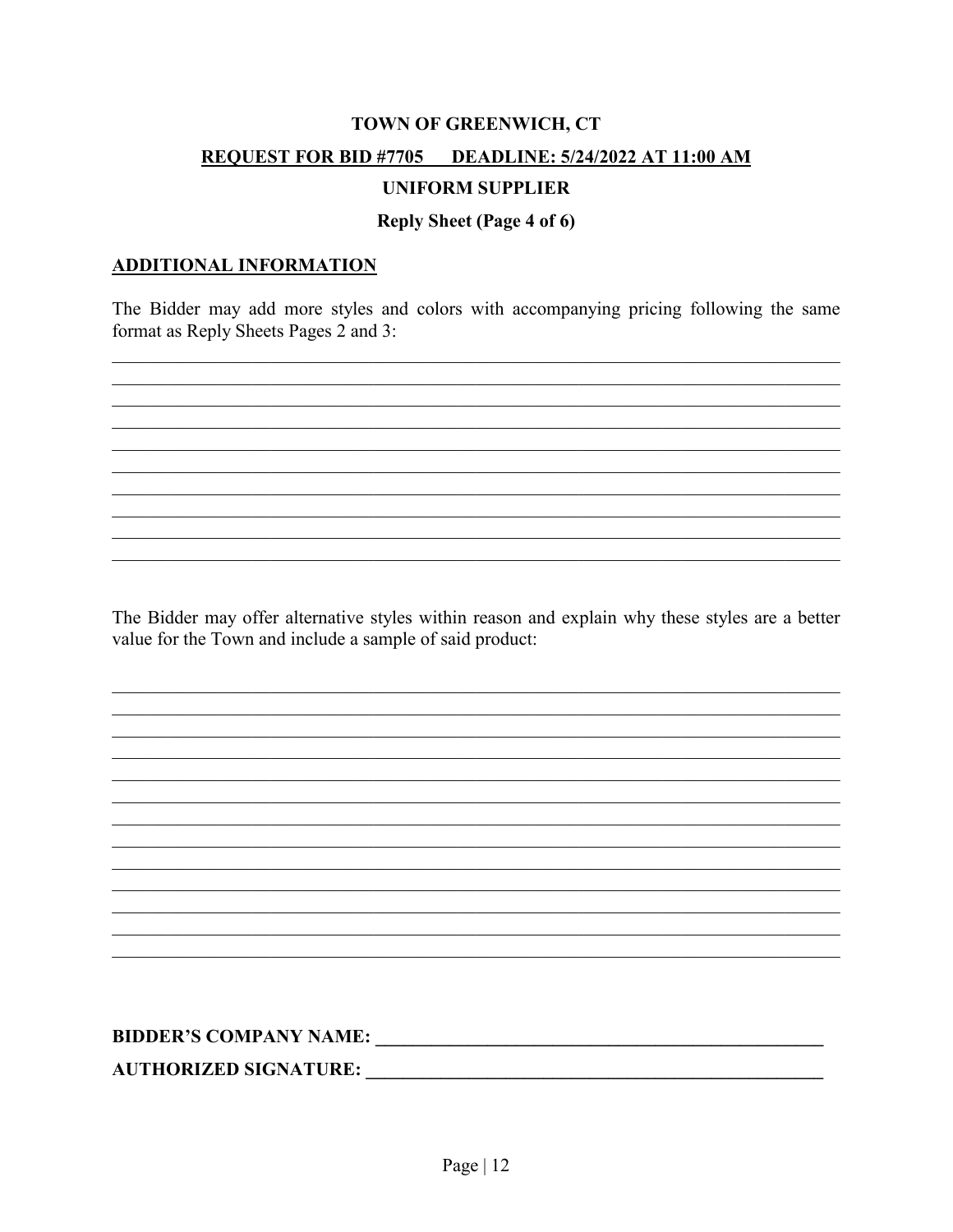**TOWN OF GREENWICH, CT**

**REQUEST FOR BID #7705 DEADLINE: 5/24/2022 AT 11:00 AM**

**UNIFORM SUPPLIER**

**Reply Sheet (Page 4 of 6)**

## ADDITIONAL INFORMATION

The Bidder may add more styles and colors with accompanying pricing following the same format as Reply Sheets Pages 2 and 3:

______________________________________________________________________________
______________________________________________________________________________
______________________________________________________________________________
______________________________________________________________________________
______________________________________________________________________________
______________________________________________________________________________
______________________________________________________________________________
______________________________________________________________________________
______________________________________________________________________________
______________________________________________________________________________

The Bidder may offer alternative styles within reason and explain why these styles are a better value for the Town and include a sample of said product:

______________________________________________________________________________
______________________________________________________________________________
______________________________________________________________________________
______________________________________________________________________________
______________________________________________________________________________
______________________________________________________________________________
______________________________________________________________________________
______________________________________________________________________________
______________________________________________________________________________
______________________________________________________________________________
______________________________________________________________________________
______________________________________________________________________________
______________________________________________________________________________

**BIDDER'S COMPANY NAME: ______________________________________________**

**AUTHORIZED SIGNATURE: ______________________________________________**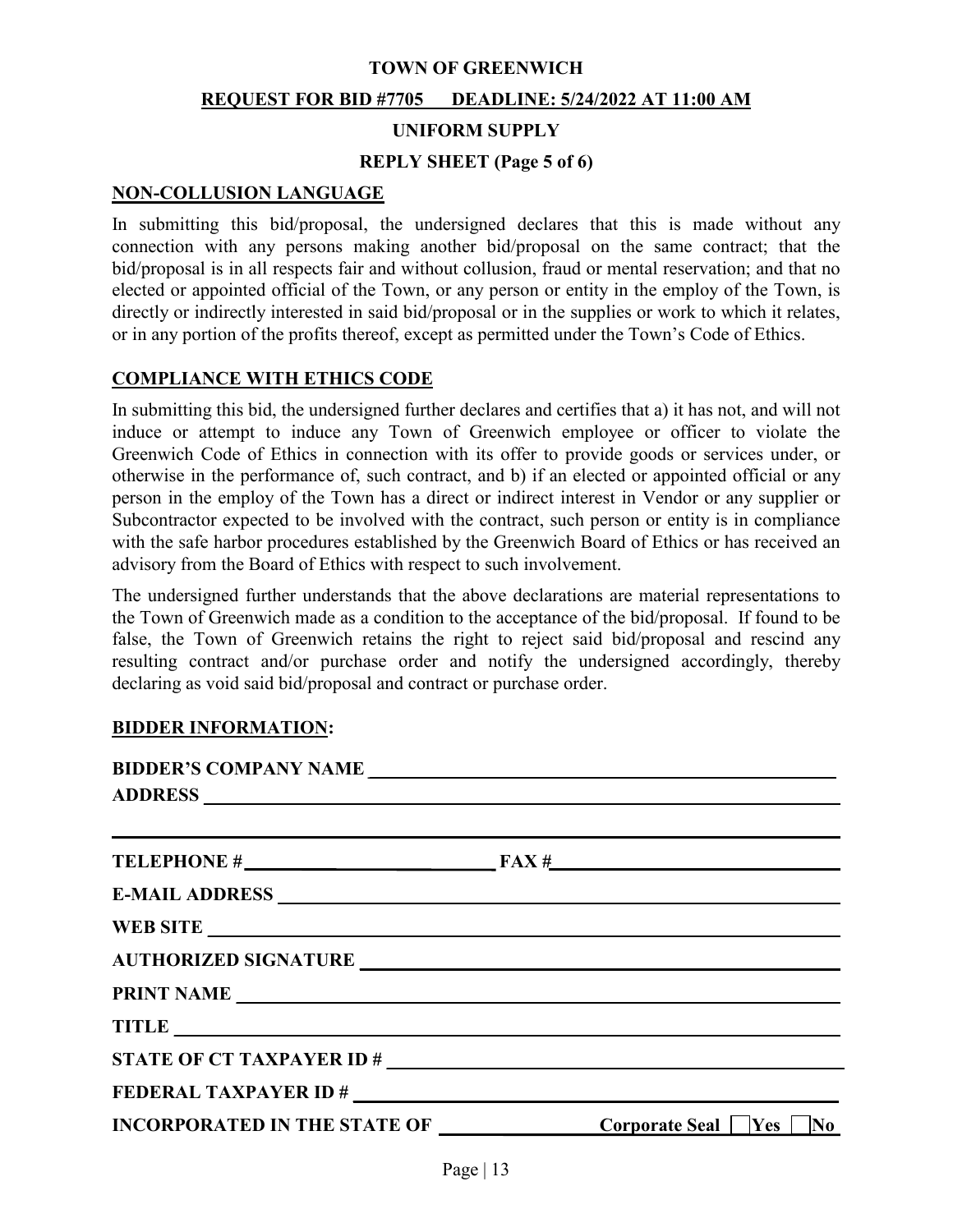**TOWN OF GREENWICH**

**REQUEST FOR BID #7705 DEADLINE: 5/24/2022 AT 11:00 AM**

**UNIFORM SUPPLY**

**REPLY SHEET (Page 5 of 6)**

## NON-COLLUSION LANGUAGE

In submitting this bid/proposal, the undersigned declares that this is made without any connection with any persons making another bid/proposal on the same contract; that the bid/proposal is in all respects fair and without collusion, fraud or mental reservation; and that no elected or appointed official of the Town, or any person or entity in the employ of the Town, is directly or indirectly interested in said bid/proposal or in the supplies or work to which it relates, or in any portion of the profits thereof, except as permitted under the Town's Code of Ethics.

## COMPLIANCE WITH ETHICS CODE

In submitting this bid, the undersigned further declares and certifies that a) it has not, and will not induce or attempt to induce any Town of Greenwich employee or officer to violate the Greenwich Code of Ethics in connection with its offer to provide goods or services under, or otherwise in the performance of, such contract, and b) if an elected or appointed official or any person in the employ of the Town has a direct or indirect interest in Vendor or any supplier or Subcontractor expected to be involved with the contract, such person or entity is in compliance with the safe harbor procedures established by the Greenwich Board of Ethics or has received an advisory from the Board of Ethics with respect to such involvement.

The undersigned further understands that the above declarations are material representations to the Town of Greenwich made as a condition to the acceptance of the bid/proposal. If found to be false, the Town of Greenwich retains the right to reject said bid/proposal and rescind any resulting contract and/or purchase order and notify the undersigned accordingly, thereby declaring as void said bid/proposal and contract or purchase order.

## BIDDER INFORMATION:

**BIDDER'S COMPANY NAME** ______________________________

**ADDRESS** ______________________________

______________________________

**TELEPHONE #** ______________ **FAX #** ______________

**E-MAIL ADDRESS** ______________________________

**WEB SITE** ______________________________

**AUTHORIZED SIGNATURE** ______________________________

**PRINT NAME** ______________________________

**TITLE** ______________________________

**STATE OF CT TAXPAYER ID #** ______________________________

**FEDERAL TAXPAYER ID #** ______________________________

**INCORPORATED IN THE STATE OF** ______________ **Corporate Seal** ☐ **Yes** ☐ **No**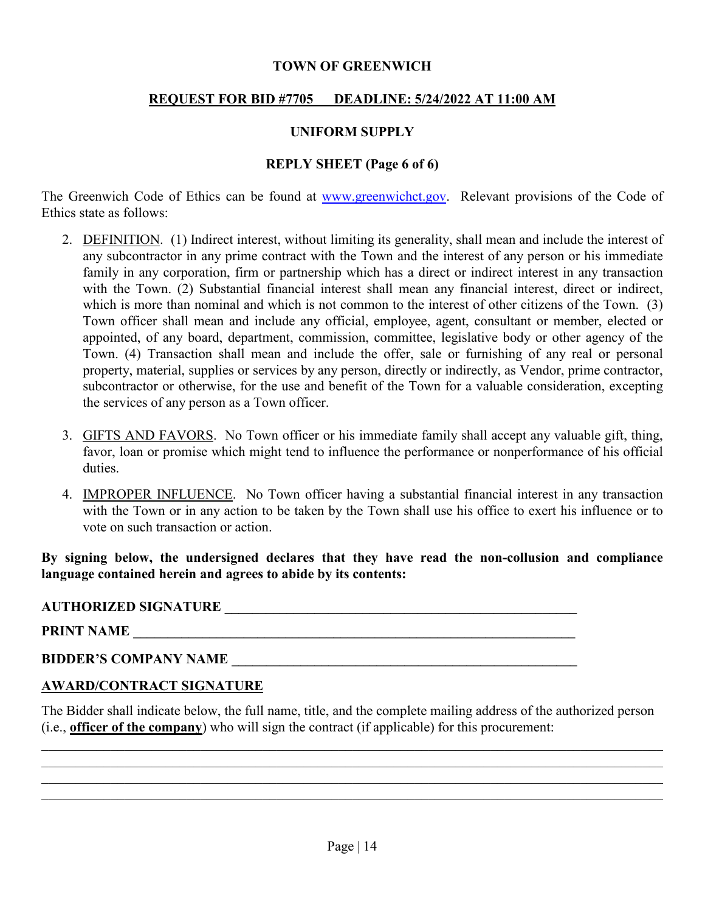**TOWN OF GREENWICH**

**REQUEST FOR BID #7705 DEADLINE: 5/24/2022 AT 11:00 AM**

**UNIFORM SUPPLY**

**REPLY SHEET (Page 6 of 6)**

The Greenwich Code of Ethics can be found at www.greenwichct.gov. Relevant provisions of the Code of Ethics state as follows:

2. DEFINITION. (1) Indirect interest, without limiting its generality, shall mean and include the interest of any subcontractor in any prime contract with the Town and the interest of any person or his immediate family in any corporation, firm or partnership which has a direct or indirect interest in any transaction with the Town. (2) Substantial financial interest shall mean any financial interest, direct or indirect, which is more than nominal and which is not common to the interest of other citizens of the Town. (3) Town officer shall mean and include any official, employee, agent, consultant or member, elected or appointed, of any board, department, commission, committee, legislative body or other agency of the Town. (4) Transaction shall mean and include the offer, sale or furnishing of any real or personal property, material, supplies or services by any person, directly or indirectly, as Vendor, prime contractor, subcontractor or otherwise, for the use and benefit of the Town for a valuable consideration, excepting the services of any person as a Town officer.

3. GIFTS AND FAVORS. No Town officer or his immediate family shall accept any valuable gift, thing, favor, loan or promise which might tend to influence the performance or nonperformance of his official duties.

4. IMPROPER INFLUENCE. No Town officer having a substantial financial interest in any transaction with the Town or in any action to be taken by the Town shall use his office to exert his influence or to vote on such transaction or action.

**By signing below, the undersigned declares that they have read the non-collusion and compliance language contained herein and agrees to abide by its contents:**

**AUTHORIZED SIGNATURE** ________________________________________________

**PRINT NAME** ________________________________________________

**BIDDER'S COMPANY NAME** ________________________________________________

**AWARD/CONTRACT SIGNATURE**

The Bidder shall indicate below, the full name, title, and the complete mailing address of the authorized person (i.e., **officer of the company**) who will sign the contract (if applicable) for this procurement:

________________________________________________________________________________

________________________________________________________________________________

________________________________________________________________________________

________________________________________________________________________________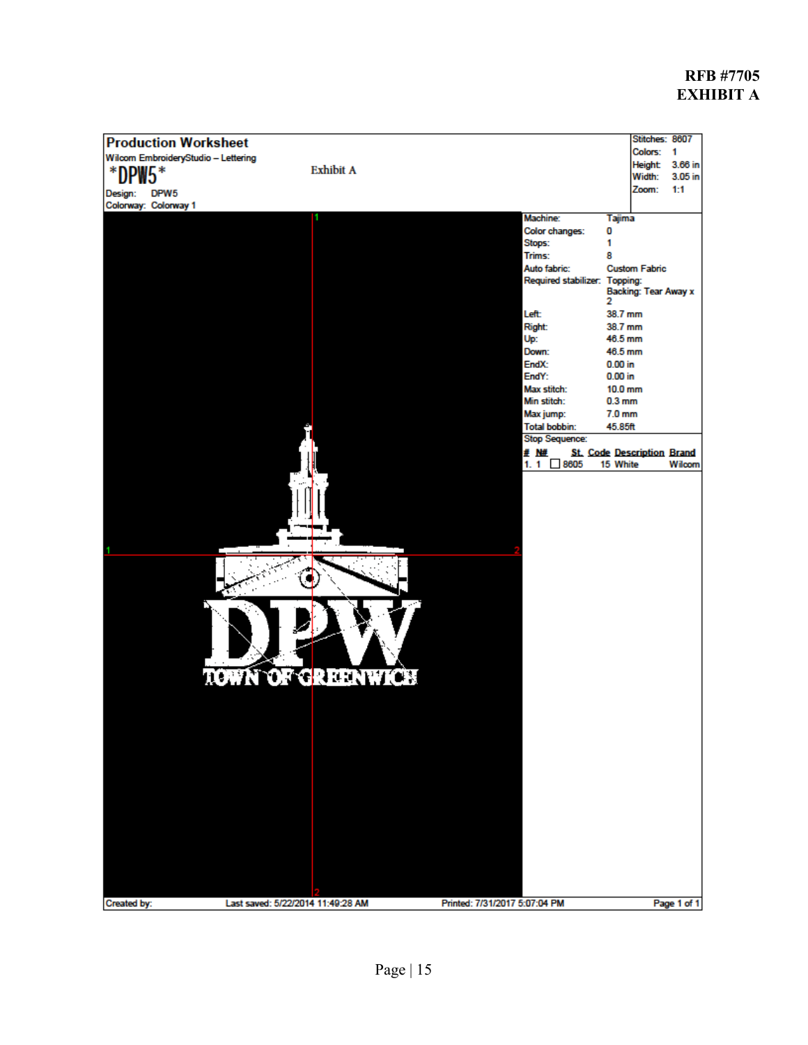**RFB #7705**
**EXHIBIT A**

## Production Worksheet

Wilcom EmbroideryStudio – Lettering

Exhibit A

*DPW5*

Design: DPW5
Colorway: Colorway 1

| | |
|---|---|
| Stitches: | 8607 |
| Colors: | 1 |
| Height: | 3.66 in |
| Width: | 3.05 in |
| Zoom: | 1:1 |

| | |
|---|---|
| Machine: | Tajima |
| Color changes: | 0 |
| Stops: | 1 |
| Trims: | 8 |
| Auto fabric: | Custom Fabric |
| Required stabilizer: | Topping: Backing: Tear Away x 2 |
| Left: | 38.7 mm |
| Right: | 38.7 mm |
| Up: | 46.5 mm |
| Down: | 46.5 mm |
| EndX: | 0.00 in |
| EndY: | 0.00 in |
| Max stitch: | 10.0 mm |
| Min stitch: | 0.3 mm |
| Max jump: | 7.0 mm |
| Total bobbin: | 45.85ft |

Stop Sequence:

| # | N# | St. | Code | Description | Brand |
|---|---|---|---|---|---|
| 1. | 1 | 8605 | 15 | White | Wilcom |

DPW
TOWN OF GREENWICH

Created by: | Last saved: 5/22/2014 11:49:28 AM | Printed: 7/31/2017 5:07:04 PM | Page 1 of 1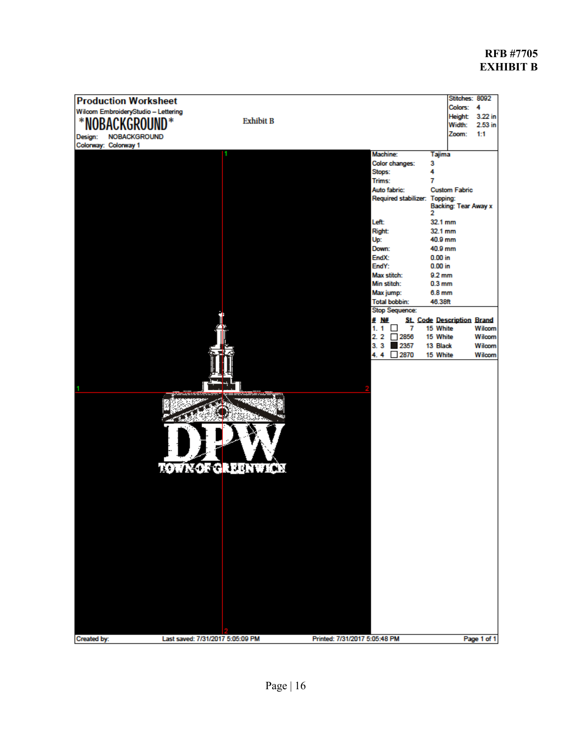**RFB #7705**
**EXHIBIT B**

## Production Worksheet

Wilcom EmbroideryStudio – Lettering

**\*NOBACKGROUND\***

Exhibit B

Design: NOBACKGROUND
Colorway: Colorway 1

| | |
|---|---|
| Stitches: | 8092 |
| Colors: | 4 |
| Height: | 3.22 in |
| Width: | 2.53 in |
| Zoom: | 1:1 |

| | |
|---|---|
| Machine: | Tajima |
| Color changes: | 3 |
| Stops: | 4 |
| Trims: | 7 |
| Auto fabric: | Custom Fabric |
| Required stabilizer: | Topping: Backing: Tear Away x 2 |
| Left: | 32.1 mm |
| Right: | 32.1 mm |
| Up: | 40.9 mm |
| Down: | 40.9 mm |
| EndX: | 0.00 in |
| EndY: | 0.00 in |
| Max stitch: | 9.2 mm |
| Min stitch: | 0.3 mm |
| Max jump: | 6.8 mm |
| Total bobbin: | 46.38ft |

Stop Sequence:

| # | N# | St. | Code | Description | Brand |
|---|---|---|---|---|---|
| 1. | 1 | 7 | 15 | White | Wilcom |
| 2. | 2 | 2856 | 15 | White | Wilcom |
| 3. | 3 | 2357 | 13 | Black | Wilcom |
| 4. | 4 | 2870 | 15 | White | Wilcom |

DPW
TOWN OF GREENWICH

Created by: Last saved: 7/31/2017 5:05:09 PM Printed: 7/31/2017 5:05:48 PM Page 1 of 1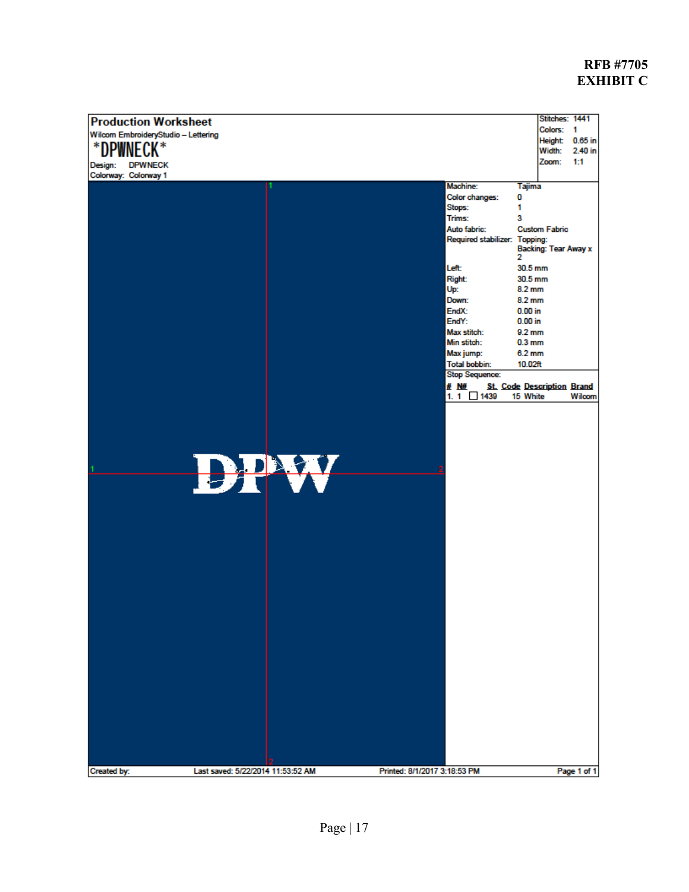**RFB #7705**
**EXHIBIT C**

## Production Worksheet

Wilcom EmbroideryStudio – Lettering

*DPWNECK*

Design: DPWNECK

Colorway: Colorway 1

| | |
|---|---|
| Stitches: | 1441 |
| Colors: | 1 |
| Height: | 0.65 in |
| Width: | 2.40 in |
| Zoom: | 1:1 |

DPW

| | |
|---|---|
| Machine: | Tajima |
| Color changes: | 0 |
| Stops: | 1 |
| Trims: | 3 |
| Auto fabric: | Custom Fabric |
| Required stabilizer: | Topping: Backing: Tear Away x 2 |
| Left: | 30.5 mm |
| Right: | 30.5 mm |
| Up: | 8.2 mm |
| Down: | 8.2 mm |
| EndX: | 0.00 in |
| EndY: | 0.00 in |
| Max stitch: | 9.2 mm |
| Min stitch: | 0.3 mm |
| Max jump: | 6.2 mm |
| Total bobbin: | 10.02ft |

Stop Sequence:

| # | N# | | St. | Code | Description | Brand |
|---|---|---|---|---|---|---|
| 1. | 1 | ☐ | 1439 | 15 | White | Wilcom |

Created by: Last saved: 5/22/2014 11:53:52 AM Printed: 8/1/2017 3:18:53 PM